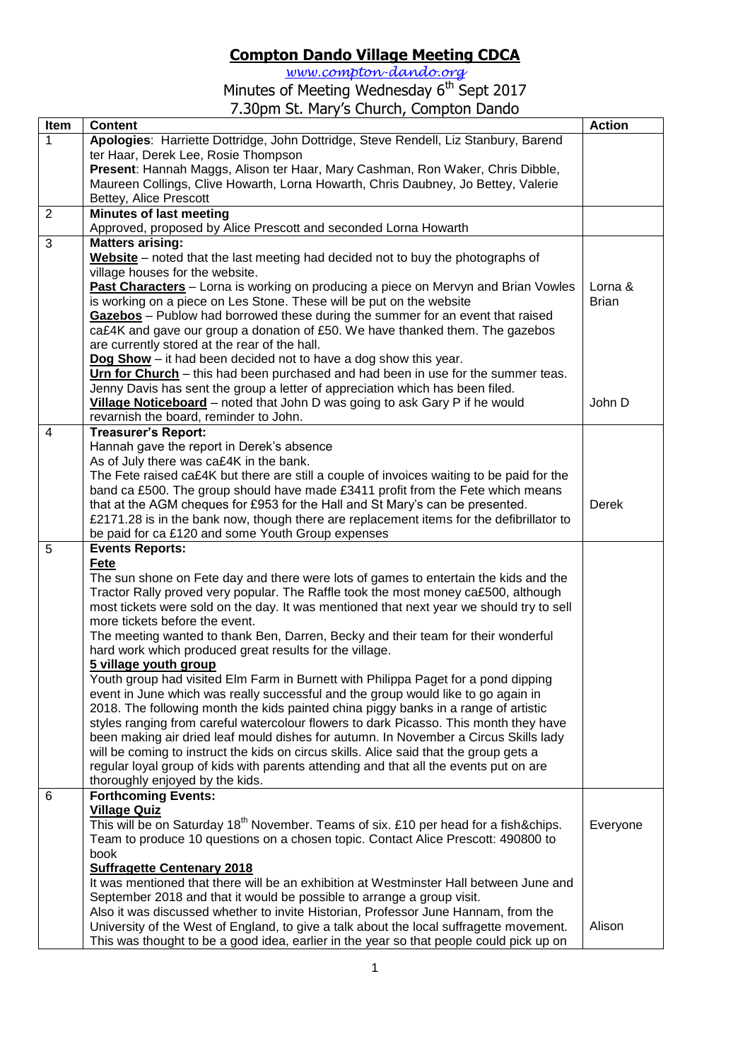# Compton Dando Village Meeting CDCA

*www.compton-dando.org*

Minutes of Meeting Wednesday 6th Sept 2017

7.30pm St. Mary's Church, Compton Dando

| Item | Content | Action |
|---|---|---|
| 1 | **Apologies**: Harriette Dottridge, John Dottridge, Steve Rendell, Liz Stanbury, Barend ter Haar, Derek Lee, Rosie Thompson<br>**Present**: Hannah Maggs, Alison ter Haar, Mary Cashman, Ron Waker, Chris Dibble, Maureen Collings, Clive Howarth, Lorna Howarth, Chris Daubney, Jo Bettey, Valerie Bettey, Alice Prescott | |
| 2 | **Minutes of last meeting**<br>Approved, proposed by Alice Prescott and seconded Lorna Howarth | |
| 3 | **Matters arising:**<br>**Website** – noted that the last meeting had decided not to buy the photographs of village houses for the website.<br>**Past Characters** – Lorna is working on producing a piece on Mervyn and Brian Vowles is working on a piece on Les Stone. These will be put on the website<br>**Gazebos** – Publow had borrowed these during the summer for an event that raised ca£4K and gave our group a donation of £50. We have thanked them. The gazebos are currently stored at the rear of the hall.<br>**Dog Show** – it had been decided not to have a dog show this year.<br>**Urn for Church** – this had been purchased and had been in use for the summer teas. Jenny Davis has sent the group a letter of appreciation which has been filed.<br>**Village Noticeboard** – noted that John D was going to ask Gary P if he would revarnish the board, reminder to John. | Lorna & Brian<br><br>John D |
| 4 | **Treasurer's Report:**<br>Hannah gave the report in Derek's absence<br>As of July there was ca£4K in the bank.<br>The Fete raised ca£4K but there are still a couple of invoices waiting to be paid for the band ca £500. The group should have made £3411 profit from the Fete which means that at the AGM cheques for £953 for the Hall and St Mary's can be presented.<br>£2171.28 is in the bank now, though there are replacement items for the defibrillator to be paid for ca £120 and some Youth Group expenses | Derek |
| 5 | **Events Reports:**<br>**Fete**<br>The sun shone on Fete day and there were lots of games to entertain the kids and the Tractor Rally proved very popular. The Raffle took the most money ca£500, although most tickets were sold on the day. It was mentioned that next year we should try to sell more tickets before the event.<br>The meeting wanted to thank Ben, Darren, Becky and their team for their wonderful hard work which produced great results for the village.<br>**5 village youth group**<br>Youth group had visited Elm Farm in Burnett with Philippa Paget for a pond dipping event in June which was really successful and the group would like to go again in 2018. The following month the kids painted china piggy banks in a range of artistic styles ranging from careful watercolour flowers to dark Picasso. This month they have been making air dried leaf mould dishes for autumn. In November a Circus Skills lady will be coming to instruct the kids on circus skills. Alice said that the group gets a regular loyal group of kids with parents attending and that all the events put on are thoroughly enjoyed by the kids. | |
| 6 | **Forthcoming Events:**<br>**Village Quiz**<br>This will be on Saturday 18th November. Teams of six. £10 per head for a fish&chips. Team to produce 10 questions on a chosen topic. Contact Alice Prescott: 490800 to book<br>**Suffragette Centenary 2018**<br>It was mentioned that there will be an exhibition at Westminster Hall between June and September 2018 and that it would be possible to arrange a group visit.<br>Also it was discussed whether to invite Historian, Professor June Hannam, from the University of the West of England, to give a talk about the local suffragette movement. This was thought to be a good idea, earlier in the year so that people could pick up on | Everyone<br><br><br><br>Alison |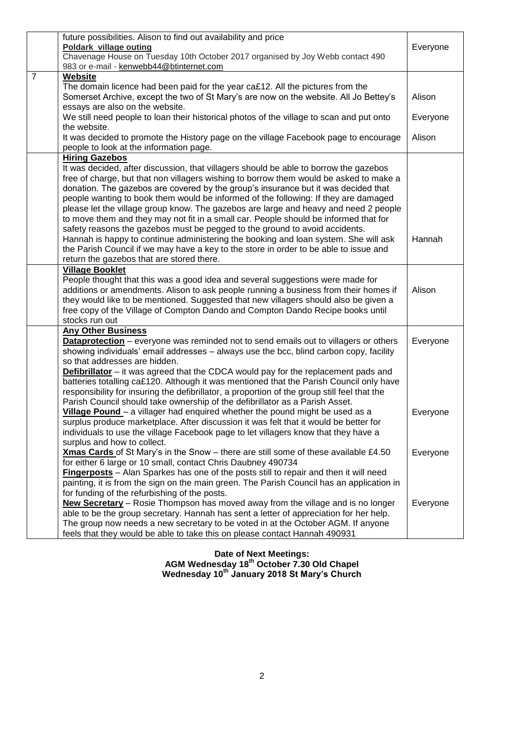| | | |
|---|---|---|
| | future possibilities. Alison to find out availability and price<br>**Poldark village outing**<br>Chavenage House on Tuesday 10th October 2017 organised by Joy Webb contact 490 983 or e-mail - kenwebb44@btinternet.com | Everyone |
| 7 | **Website**<br>The domain licence had been paid for the year ca£12. All the pictures from the Somerset Archive, except the two of St Mary's are now on the website. All Jo Bettey's essays are also on the website.<br>We still need people to loan their historical photos of the village to scan and put onto the website.<br>It was decided to promote the History page on the village Facebook page to encourage people to look at the information page. | Alison<br><br>Everyone<br><br>Alison |
| | **Hiring Gazebos**<br>It was decided, after discussion, that villagers should be able to borrow the gazebos free of charge, but that non villagers wishing to borrow them would be asked to make a donation. The gazebos are covered by the group's insurance but it was decided that people wanting to book them would be informed of the following: If they are damaged please let the village group know. The gazebos are large and heavy and need 2 people to move them and they may not fit in a small car. People should be informed that for safety reasons the gazebos must be pegged to the ground to avoid accidents.<br>Hannah is happy to continue administering the booking and loan system. She will ask the Parish Council if we may have a key to the store in order to be able to issue and return the gazebos that are stored there. | Hannah |
| | **Village Booklet**<br>People thought that this was a good idea and several suggestions were made for additions or amendments. Alison to ask people running a business from their homes if they would like to be mentioned. Suggested that new villagers should also be given a free copy of the Village of Compton Dando and Compton Dando Recipe books until stocks run out | Alison |
| | **Any Other Business**<br>**Dataprotection** – everyone was reminded not to send emails out to villagers or others showing individuals' email addresses – always use the bcc, blind carbon copy, facility so that addresses are hidden.<br>**Defibrillator** – it was agreed that the CDCA would pay for the replacement pads and batteries totalling ca£120. Although it was mentioned that the Parish Council only have responsibility for insuring the defibrillator, a proportion of the group still feel that the Parish Council should take ownership of the defibrillator as a Parish Asset.<br>**Village Pound** – a villager had enquired whether the pound might be used as a surplus produce marketplace. After discussion it was felt that it would be better for individuals to use the village Facebook page to let villagers know that they have a surplus and how to collect.<br>**Xmas Cards** of St Mary's in the Snow – there are still some of these available £4.50 for either 6 large or 10 small, contact Chris Daubney 490734<br>**Fingerposts** – Alan Sparkes has one of the posts still to repair and then it will need painting, it is from the sign on the main green. The Parish Council has an application in for funding of the refurbishing of the posts.<br>**New Secretary** – Rosie Thompson has moved away from the village and is no longer able to be the group secretary. Hannah has sent a letter of appreciation for her help. The group now needs a new secretary to be voted in at the October AGM. If anyone feels that they would be able to take this on please contact Hannah 490931 | Everyone<br><br><br><br><br><br>Everyone<br><br>Everyone<br><br><br>Everyone |

**Date of Next Meetings:**
**AGM Wednesday 18th October 7.30 Old Chapel**
**Wednesday 10th January 2018 St Mary's Church**